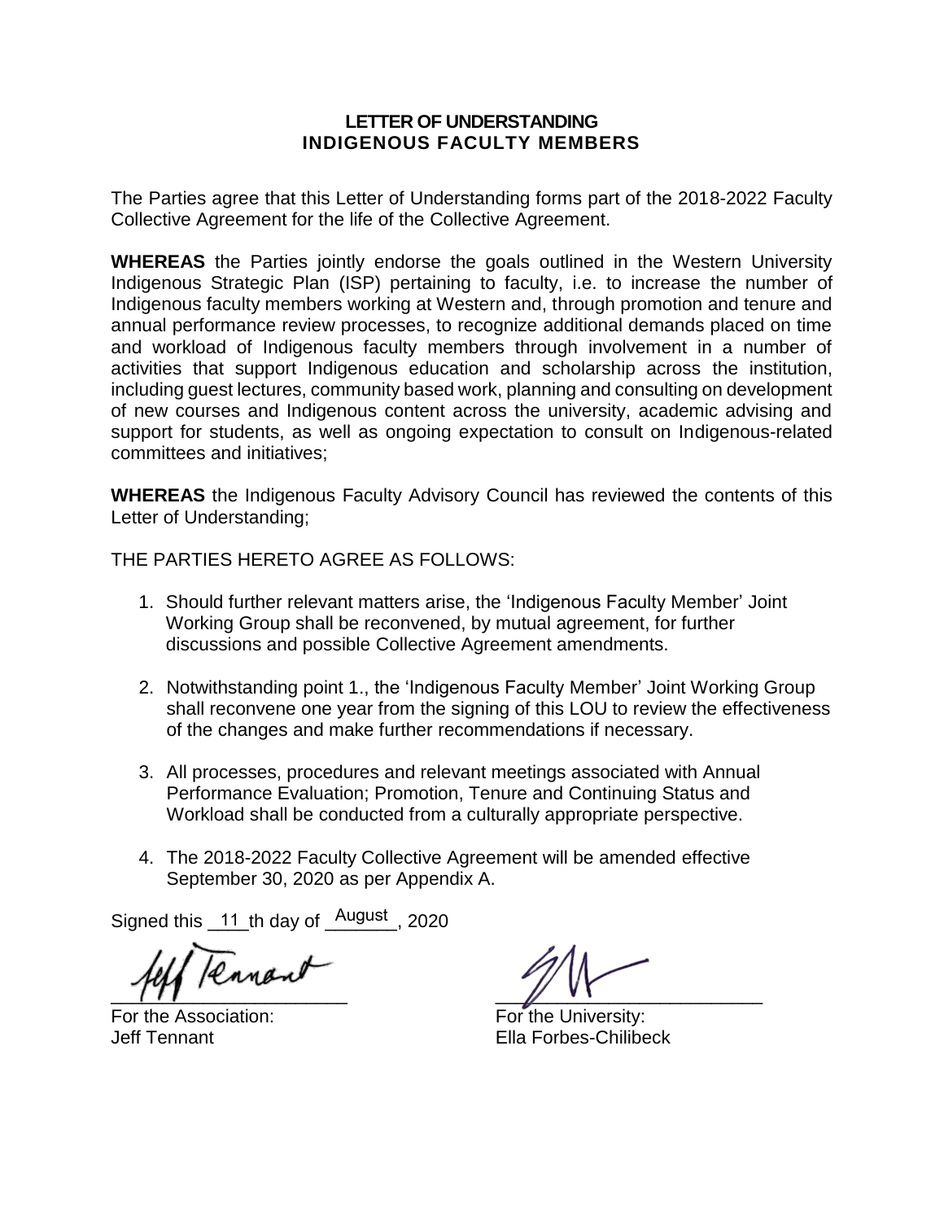# LETTER OF UNDERSTANDING
## INDIGENOUS FACULTY MEMBERS

The Parties agree that this Letter of Understanding forms part of the 2018-2022 Faculty Collective Agreement for the life of the Collective Agreement.

**WHEREAS** the Parties jointly endorse the goals outlined in the Western University Indigenous Strategic Plan (ISP) pertaining to faculty, i.e. to increase the number of Indigenous faculty members working at Western and, through promotion and tenure and annual performance review processes, to recognize additional demands placed on time and workload of Indigenous faculty members through involvement in a number of activities that support Indigenous education and scholarship across the institution, including guest lectures, community based work, planning and consulting on development of new courses and Indigenous content across the university, academic advising and support for students, as well as ongoing expectation to consult on Indigenous-related committees and initiatives;

**WHEREAS** the Indigenous Faculty Advisory Council has reviewed the contents of this Letter of Understanding;

THE PARTIES HERETO AGREE AS FOLLOWS:

1. Should further relevant matters arise, the 'Indigenous Faculty Member' Joint Working Group shall be reconvened, by mutual agreement, for further discussions and possible Collective Agreement amendments.

2. Notwithstanding point 1., the 'Indigenous Faculty Member' Joint Working Group shall reconvene one year from the signing of this LOU to review the effectiveness of the changes and make further recommendations if necessary.

3. All processes, procedures and relevant meetings associated with Annual Performance Evaluation; Promotion, Tenure and Continuing Status and Workload shall be conducted from a culturally appropriate perspective.

4. The 2018-2022 Faculty Collective Agreement will be amended effective September 30, 2020 as per Appendix A.

Signed this 11th day of August, 2020

For the Association:
Jeff Tennant

For the University:
Ella Forbes-Chilibeck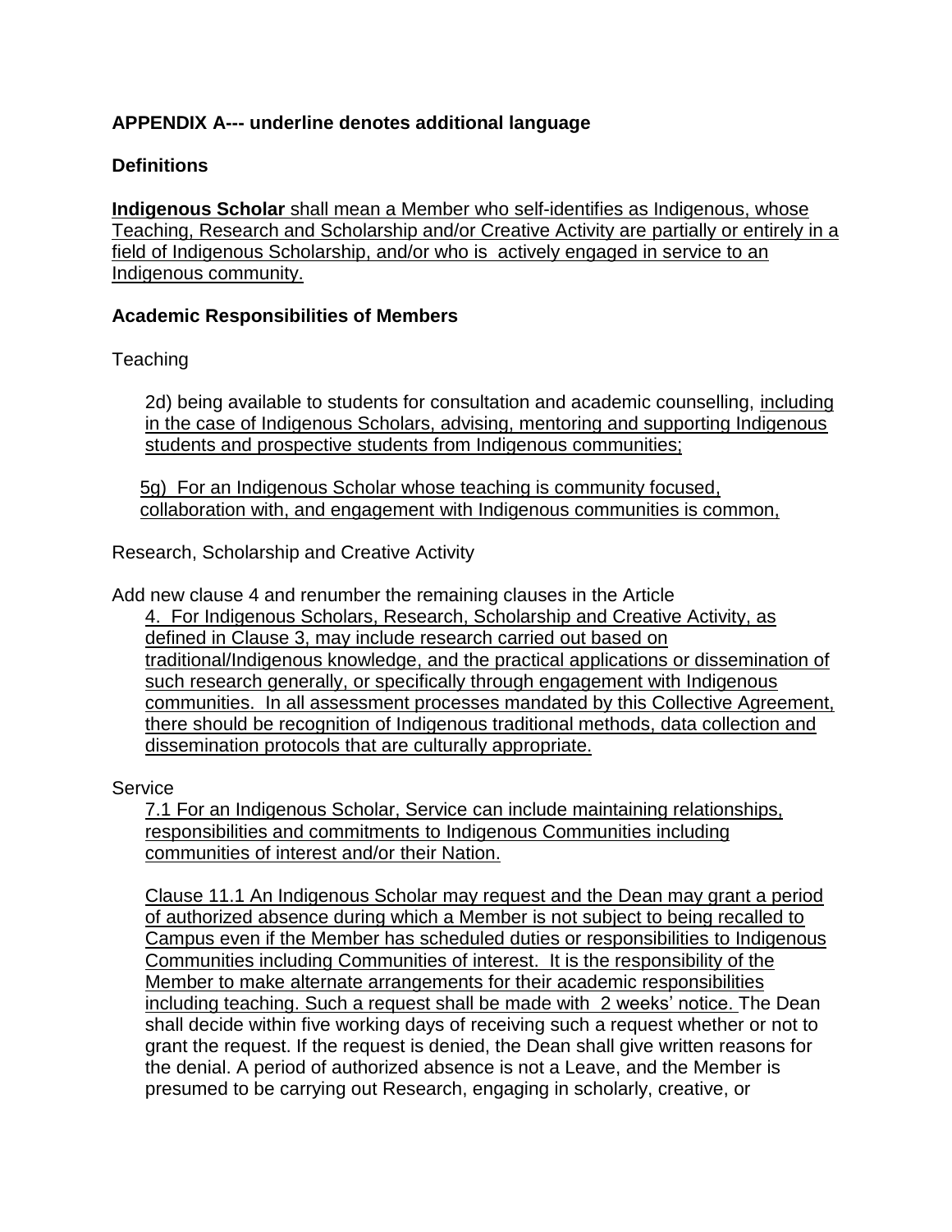**APPENDIX A--- underline denotes additional language**

**Definitions**

<u>**Indigenous Scholar** shall mean a Member who self-identifies as Indigenous, whose Teaching, Research and Scholarship and/or Creative Activity are partially or entirely in a field of Indigenous Scholarship, and/or who is actively engaged in service to an Indigenous community.</u>

**Academic Responsibilities of Members**

Teaching

2d) being available to students for consultation and academic counselling, <u>including in the case of Indigenous Scholars, advising, mentoring and supporting Indigenous students and prospective students from Indigenous communities;</u>

<u>5g) For an Indigenous Scholar whose teaching is community focused, collaboration with, and engagement with Indigenous communities is common,</u>

Research, Scholarship and Creative Activity

Add new clause 4 and renumber the remaining clauses in the Article

<u>4. For Indigenous Scholars, Research, Scholarship and Creative Activity, as defined in Clause 3, may include research carried out based on traditional/Indigenous knowledge, and the practical applications or dissemination of such research generally, or specifically through engagement with Indigenous communities. In all assessment processes mandated by this Collective Agreement, there should be recognition of Indigenous traditional methods, data collection and dissemination protocols that are culturally appropriate.</u>

Service

<u>7.1 For an Indigenous Scholar, Service can include maintaining relationships, responsibilities and commitments to Indigenous Communities including communities of interest and/or their Nation.</u>

<u>Clause 11.1 An Indigenous Scholar may request and the Dean may grant a period of authorized absence during which a Member is not subject to being recalled to Campus even if the Member has scheduled duties or responsibilities to Indigenous Communities including Communities of interest. It is the responsibility of the Member to make alternate arrangements for their academic responsibilities including teaching. Such a request shall be made with 2 weeks' notice.</u> The Dean shall decide within five working days of receiving such a request whether or not to grant the request. If the request is denied, the Dean shall give written reasons for the denial. A period of authorized absence is not a Leave, and the Member is presumed to be carrying out Research, engaging in scholarly, creative, or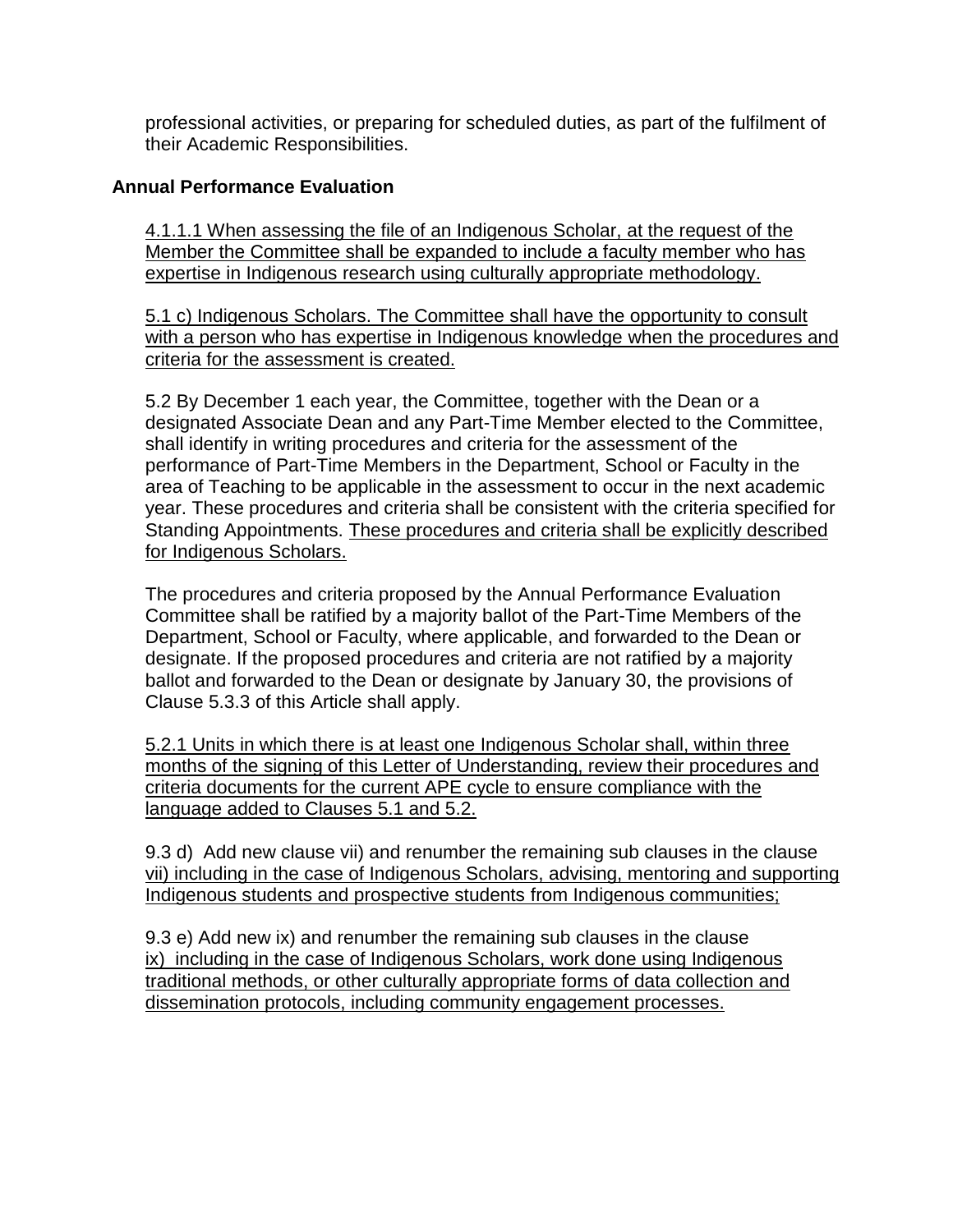professional activities, or preparing for scheduled duties, as part of the fulfilment of their Academic Responsibilities.

**Annual Performance Evaluation**

<u>4.1.1.1 When assessing the file of an Indigenous Scholar, at the request of the Member the Committee shall be expanded to include a faculty member who has expertise in Indigenous research using culturally appropriate methodology.</u>

<u>5.1 c) Indigenous Scholars. The Committee shall have the opportunity to consult with a person who has expertise in Indigenous knowledge when the procedures and criteria for the assessment is created.</u>

5.2 By December 1 each year, the Committee, together with the Dean or a designated Associate Dean and any Part-Time Member elected to the Committee, shall identify in writing procedures and criteria for the assessment of the performance of Part-Time Members in the Department, School or Faculty in the area of Teaching to be applicable in the assessment to occur in the next academic year. These procedures and criteria shall be consistent with the criteria specified for Standing Appointments. <u>These procedures and criteria shall be explicitly described for Indigenous Scholars.</u>

The procedures and criteria proposed by the Annual Performance Evaluation Committee shall be ratified by a majority ballot of the Part-Time Members of the Department, School or Faculty, where applicable, and forwarded to the Dean or designate. If the proposed procedures and criteria are not ratified by a majority ballot and forwarded to the Dean or designate by January 30, the provisions of Clause 5.3.3 of this Article shall apply.

<u>5.2.1 Units in which there is at least one Indigenous Scholar shall, within three months of the signing of this Letter of Understanding, review their procedures and criteria documents for the current APE cycle to ensure compliance with the language added to Clauses 5.1 and 5.2.</u>

9.3 d) Add new clause vii) and renumber the remaining sub clauses in the clause <u>vii) including in the case of Indigenous Scholars, advising, mentoring and supporting Indigenous students and prospective students from Indigenous communities;</u>

9.3 e) Add new ix) and renumber the remaining sub clauses in the clause <u>ix) including in the case of Indigenous Scholars, work done using Indigenous traditional methods, or other culturally appropriate forms of data collection and dissemination protocols, including community engagement processes.</u>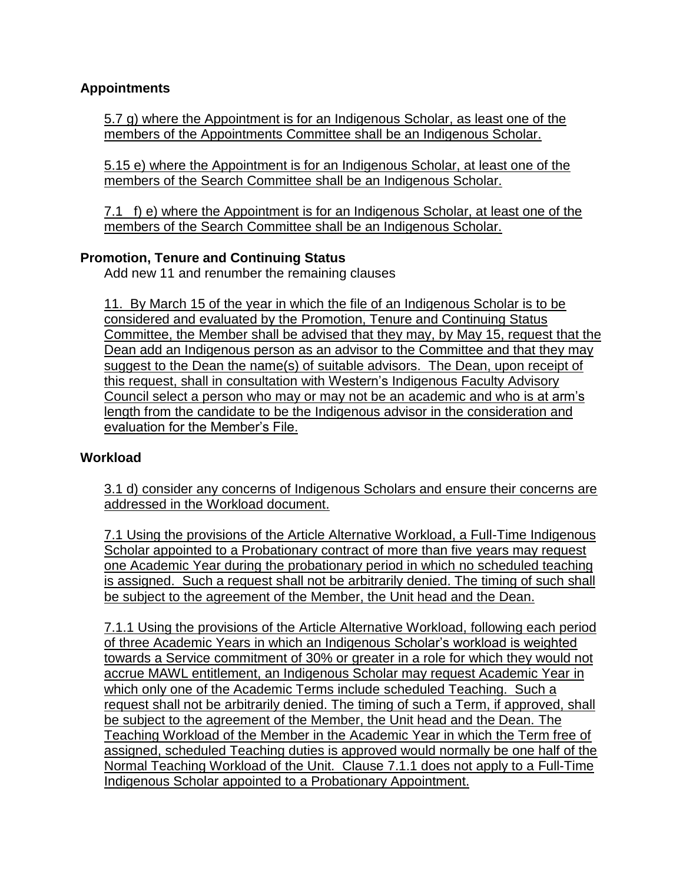## Appointments

5.7 g) where the Appointment is for an Indigenous Scholar, as least one of the members of the Appointments Committee shall be an Indigenous Scholar.

5.15 e) where the Appointment is for an Indigenous Scholar, at least one of the members of the Search Committee shall be an Indigenous Scholar.

7.1 f) e) where the Appointment is for an Indigenous Scholar, at least one of the members of the Search Committee shall be an Indigenous Scholar.

## Promotion, Tenure and Continuing Status

Add new 11 and renumber the remaining clauses

11. By March 15 of the year in which the file of an Indigenous Scholar is to be considered and evaluated by the Promotion, Tenure and Continuing Status Committee, the Member shall be advised that they may, by May 15, request that the Dean add an Indigenous person as an advisor to the Committee and that they may suggest to the Dean the name(s) of suitable advisors. The Dean, upon receipt of this request, shall in consultation with Western's Indigenous Faculty Advisory Council select a person who may or may not be an academic and who is at arm's length from the candidate to be the Indigenous advisor in the consideration and evaluation for the Member's File.

## Workload

3.1 d) consider any concerns of Indigenous Scholars and ensure their concerns are addressed in the Workload document.

7.1 Using the provisions of the Article Alternative Workload, a Full-Time Indigenous Scholar appointed to a Probationary contract of more than five years may request one Academic Year during the probationary period in which no scheduled teaching is assigned. Such a request shall not be arbitrarily denied. The timing of such shall be subject to the agreement of the Member, the Unit head and the Dean.

7.1.1 Using the provisions of the Article Alternative Workload, following each period of three Academic Years in which an Indigenous Scholar's workload is weighted towards a Service commitment of 30% or greater in a role for which they would not accrue MAWL entitlement, an Indigenous Scholar may request Academic Year in which only one of the Academic Terms include scheduled Teaching. Such a request shall not be arbitrarily denied. The timing of such a Term, if approved, shall be subject to the agreement of the Member, the Unit head and the Dean. The Teaching Workload of the Member in the Academic Year in which the Term free of assigned, scheduled Teaching duties is approved would normally be one half of the Normal Teaching Workload of the Unit. Clause 7.1.1 does not apply to a Full-Time Indigenous Scholar appointed to a Probationary Appointment.